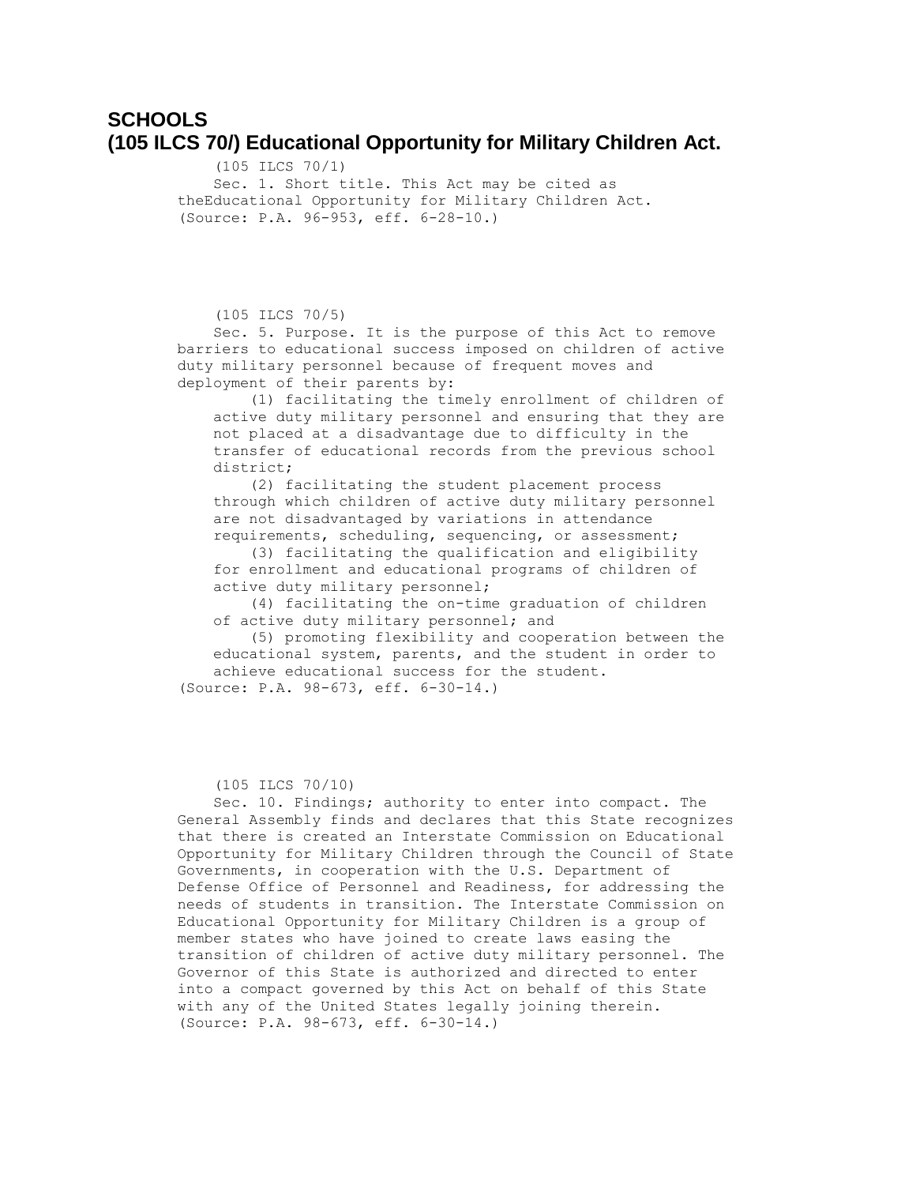# SCHOOLS
# (105 ILCS 70/) Educational Opportunity for Military Children Act.

(105 ILCS 70/1)

Sec. 1. Short title. This Act may be cited as theEducational Opportunity for Military Children Act.
(Source: P.A. 96-953, eff. 6-28-10.)

(105 ILCS 70/5)

Sec. 5. Purpose. It is the purpose of this Act to remove barriers to educational success imposed on children of active duty military personnel because of frequent moves and deployment of their parents by:

(1) facilitating the timely enrollment of children of active duty military personnel and ensuring that they are not placed at a disadvantage due to difficulty in the transfer of educational records from the previous school district;

(2) facilitating the student placement process through which children of active duty military personnel are not disadvantaged by variations in attendance requirements, scheduling, sequencing, or assessment;

(3) facilitating the qualification and eligibility for enrollment and educational programs of children of active duty military personnel;

(4) facilitating the on-time graduation of children of active duty military personnel; and

(5) promoting flexibility and cooperation between the educational system, parents, and the student in order to achieve educational success for the student.

(Source: P.A. 98-673, eff. 6-30-14.)

(105 ILCS 70/10)

Sec. 10. Findings; authority to enter into compact. The General Assembly finds and declares that this State recognizes that there is created an Interstate Commission on Educational Opportunity for Military Children through the Council of State Governments, in cooperation with the U.S. Department of Defense Office of Personnel and Readiness, for addressing the needs of students in transition. The Interstate Commission on Educational Opportunity for Military Children is a group of member states who have joined to create laws easing the transition of children of active duty military personnel. The Governor of this State is authorized and directed to enter into a compact governed by this Act on behalf of this State with any of the United States legally joining therein.
(Source: P.A. 98-673, eff. 6-30-14.)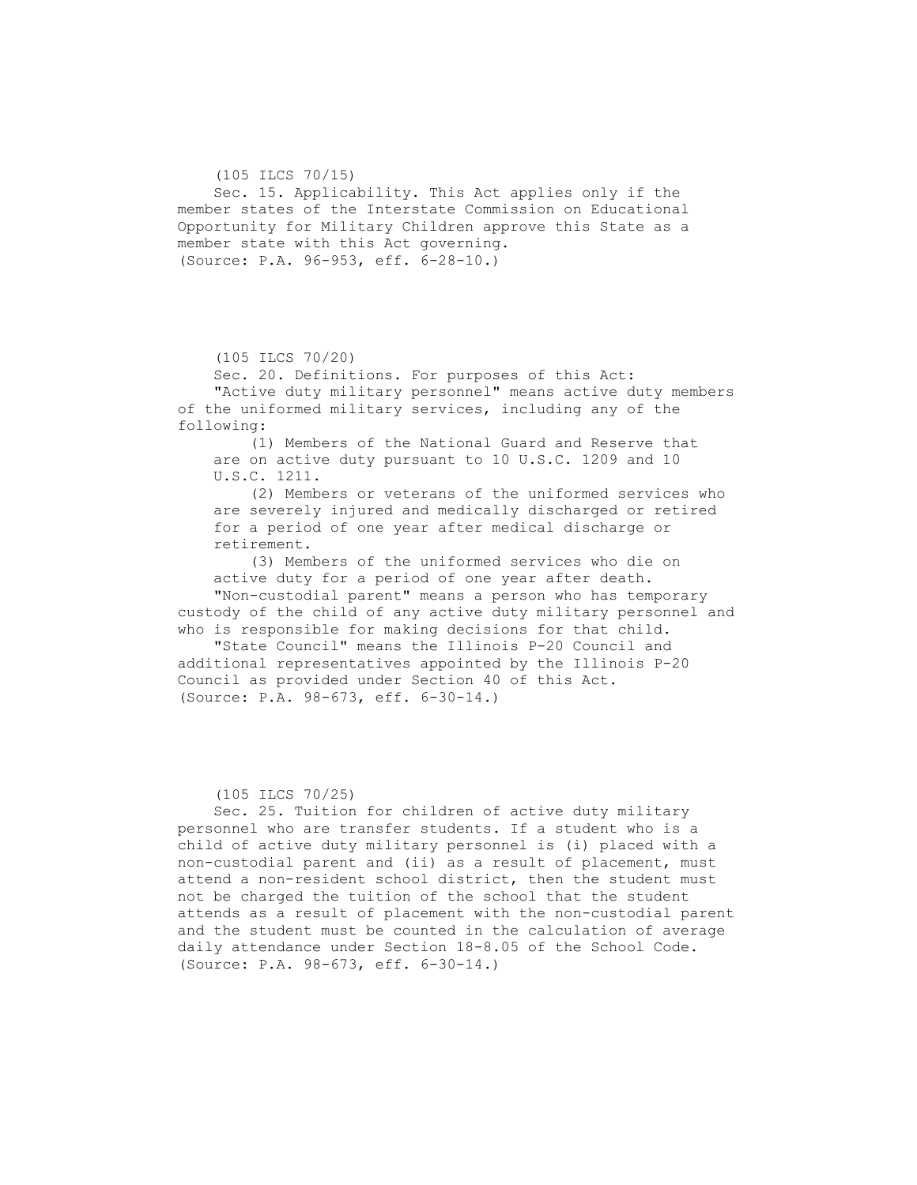(105 ILCS 70/15)

Sec. 15. Applicability. This Act applies only if the member states of the Interstate Commission on Educational Opportunity for Military Children approve this State as a member state with this Act governing.

(Source: P.A. 96-953, eff. 6-28-10.)

(105 ILCS 70/20)

Sec. 20. Definitions. For purposes of this Act:

"Active duty military personnel" means active duty members of the uniformed military services, including any of the following:

(1) Members of the National Guard and Reserve that are on active duty pursuant to 10 U.S.C. 1209 and 10 U.S.C. 1211.

(2) Members or veterans of the uniformed services who are severely injured and medically discharged or retired for a period of one year after medical discharge or retirement.

(3) Members of the uniformed services who die on active duty for a period of one year after death.

"Non-custodial parent" means a person who has temporary custody of the child of any active duty military personnel and who is responsible for making decisions for that child.

"State Council" means the Illinois P-20 Council and additional representatives appointed by the Illinois P-20 Council as provided under Section 40 of this Act.

(Source: P.A. 98-673, eff. 6-30-14.)

(105 ILCS 70/25)

Sec. 25. Tuition for children of active duty military personnel who are transfer students. If a student who is a child of active duty military personnel is (i) placed with a non-custodial parent and (ii) as a result of placement, must attend a non-resident school district, then the student must not be charged the tuition of the school that the student attends as a result of placement with the non-custodial parent and the student must be counted in the calculation of average daily attendance under Section 18-8.05 of the School Code.

(Source: P.A. 98-673, eff. 6-30-14.)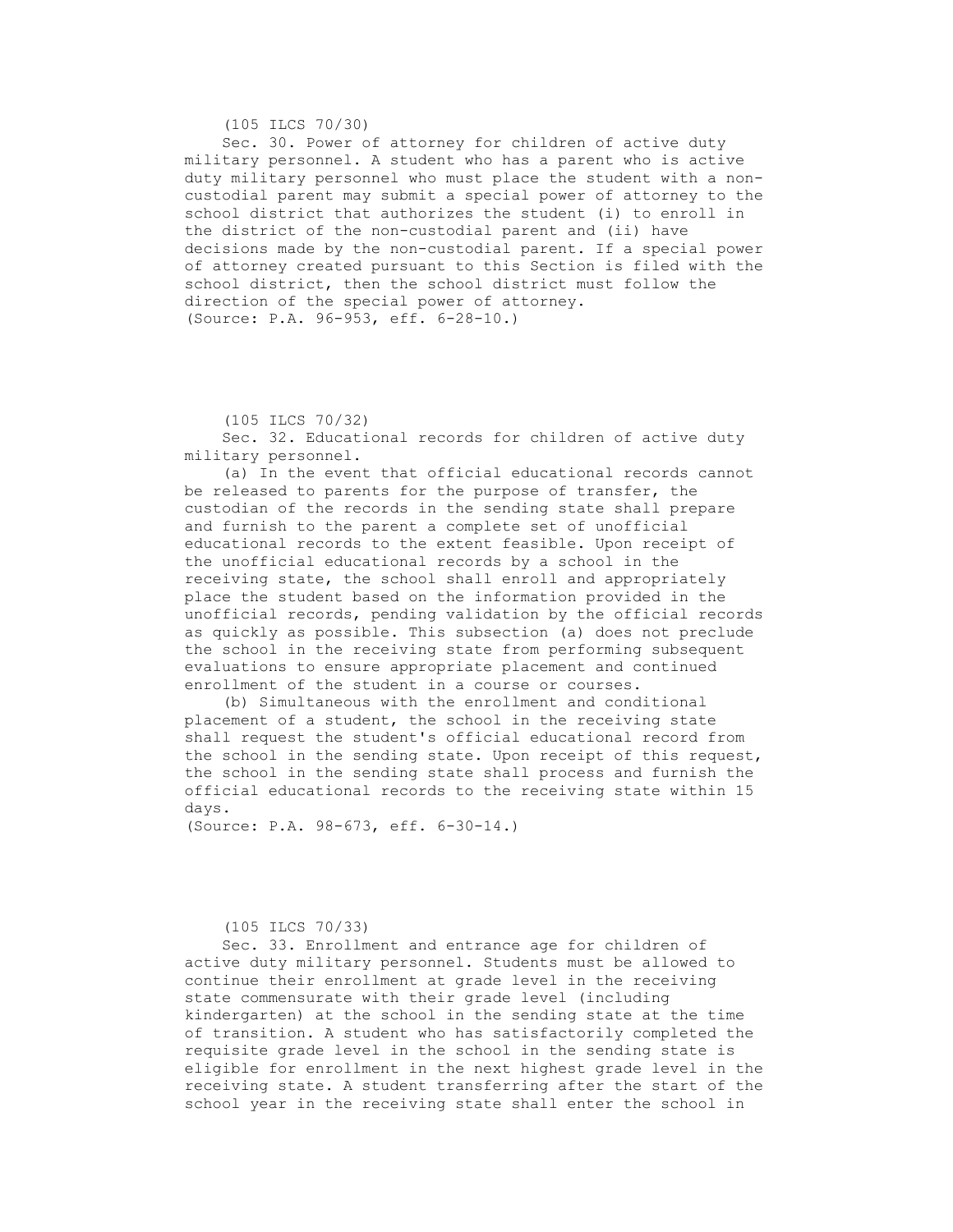(105 ILCS 70/30)

Sec. 30. Power of attorney for children of active duty military personnel. A student who has a parent who is active duty military personnel who must place the student with a non-custodial parent may submit a special power of attorney to the school district that authorizes the student (i) to enroll in the district of the non-custodial parent and (ii) have decisions made by the non-custodial parent. If a special power of attorney created pursuant to this Section is filed with the school district, then the school district must follow the direction of the special power of attorney.
(Source: P.A. 96-953, eff. 6-28-10.)

(105 ILCS 70/32)

Sec. 32. Educational records for children of active duty military personnel.

(a) In the event that official educational records cannot be released to parents for the purpose of transfer, the custodian of the records in the sending state shall prepare and furnish to the parent a complete set of unofficial educational records to the extent feasible. Upon receipt of the unofficial educational records by a school in the receiving state, the school shall enroll and appropriately place the student based on the information provided in the unofficial records, pending validation by the official records as quickly as possible. This subsection (a) does not preclude the school in the receiving state from performing subsequent evaluations to ensure appropriate placement and continued enrollment of the student in a course or courses.

(b) Simultaneous with the enrollment and conditional placement of a student, the school in the receiving state shall request the student's official educational record from the school in the sending state. Upon receipt of this request, the school in the sending state shall process and furnish the official educational records to the receiving state within 15 days.
(Source: P.A. 98-673, eff. 6-30-14.)

(105 ILCS 70/33)

Sec. 33. Enrollment and entrance age for children of active duty military personnel. Students must be allowed to continue their enrollment at grade level in the receiving state commensurate with their grade level (including kindergarten) at the school in the sending state at the time of transition. A student who has satisfactorily completed the requisite grade level in the school in the sending state is eligible for enrollment in the next highest grade level in the receiving state. A student transferring after the start of the school year in the receiving state shall enter the school in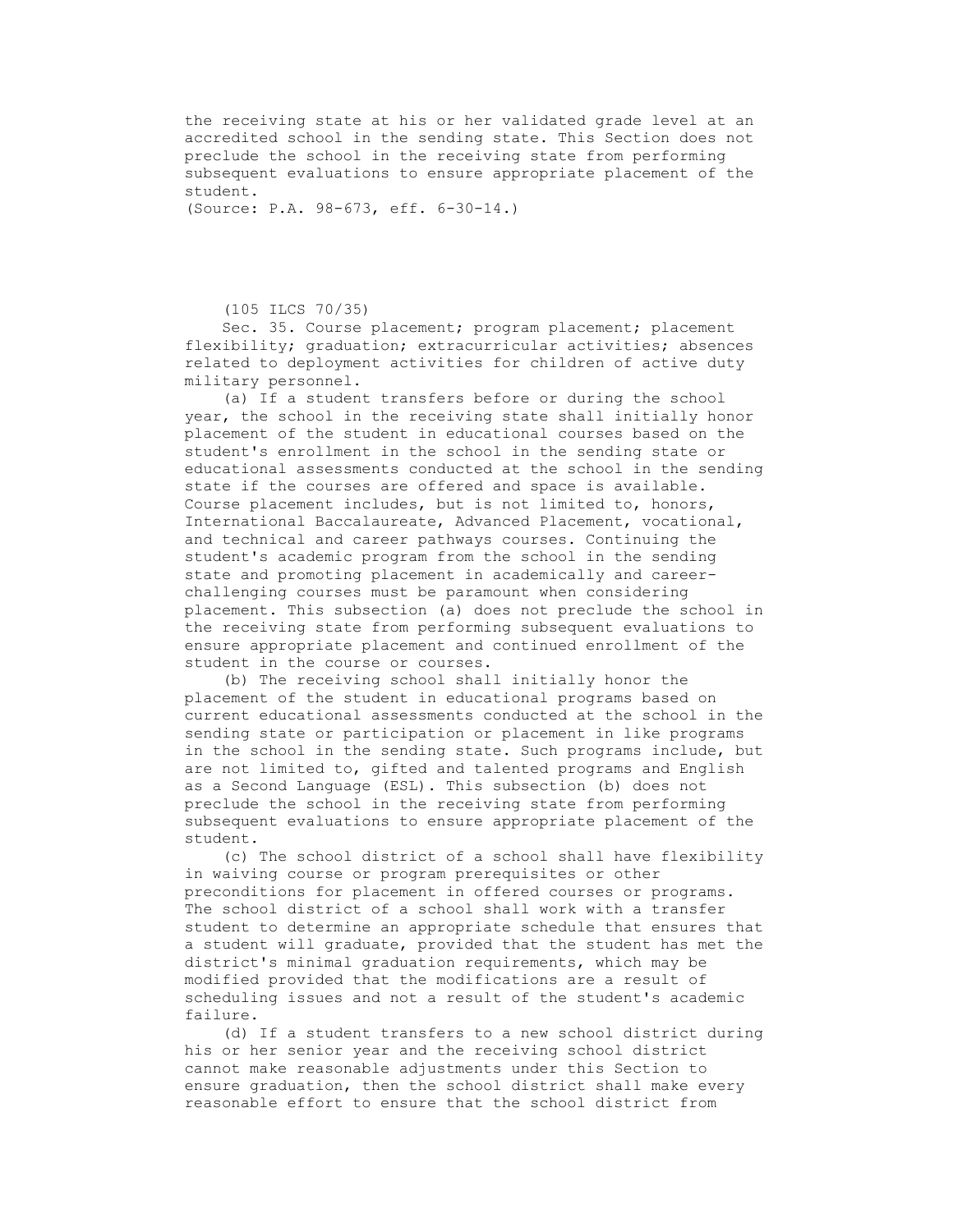the receiving state at his or her validated grade level at an accredited school in the sending state. This Section does not preclude the school in the receiving state from performing subsequent evaluations to ensure appropriate placement of the student.
(Source: P.A. 98-673, eff. 6-30-14.)

(105 ILCS 70/35)

Sec. 35. Course placement; program placement; placement flexibility; graduation; extracurricular activities; absences related to deployment activities for children of active duty military personnel.

(a) If a student transfers before or during the school year, the school in the receiving state shall initially honor placement of the student in educational courses based on the student's enrollment in the school in the sending state or educational assessments conducted at the school in the sending state if the courses are offered and space is available. Course placement includes, but is not limited to, honors, International Baccalaureate, Advanced Placement, vocational, and technical and career pathways courses. Continuing the student's academic program from the school in the sending state and promoting placement in academically and career-challenging courses must be paramount when considering placement. This subsection (a) does not preclude the school in the receiving state from performing subsequent evaluations to ensure appropriate placement and continued enrollment of the student in the course or courses.

(b) The receiving school shall initially honor the placement of the student in educational programs based on current educational assessments conducted at the school in the sending state or participation or placement in like programs in the school in the sending state. Such programs include, but are not limited to, gifted and talented programs and English as a Second Language (ESL). This subsection (b) does not preclude the school in the receiving state from performing subsequent evaluations to ensure appropriate placement of the student.

(c) The school district of a school shall have flexibility in waiving course or program prerequisites or other preconditions for placement in offered courses or programs. The school district of a school shall work with a transfer student to determine an appropriate schedule that ensures that a student will graduate, provided that the student has met the district's minimal graduation requirements, which may be modified provided that the modifications are a result of scheduling issues and not a result of the student's academic failure.

(d) If a student transfers to a new school district during his or her senior year and the receiving school district cannot make reasonable adjustments under this Section to ensure graduation, then the school district shall make every reasonable effort to ensure that the school district from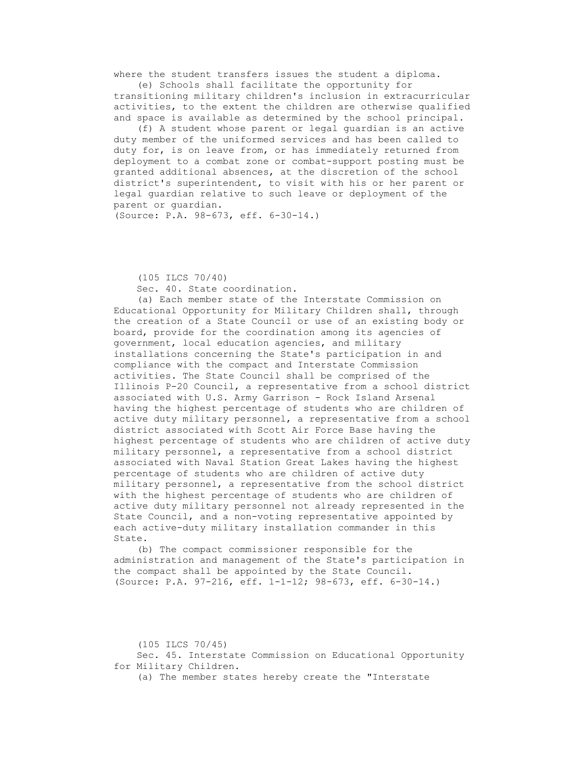where the student transfers issues the student a diploma.

(e) Schools shall facilitate the opportunity for transitioning military children's inclusion in extracurricular activities, to the extent the children are otherwise qualified and space is available as determined by the school principal.

(f) A student whose parent or legal guardian is an active duty member of the uniformed services and has been called to duty for, is on leave from, or has immediately returned from deployment to a combat zone or combat-support posting must be granted additional absences, at the discretion of the school district's superintendent, to visit with his or her parent or legal guardian relative to such leave or deployment of the parent or guardian.

(Source: P.A. 98-673, eff. 6-30-14.)

(105 ILCS 70/40)

Sec. 40. State coordination.

(a) Each member state of the Interstate Commission on Educational Opportunity for Military Children shall, through the creation of a State Council or use of an existing body or board, provide for the coordination among its agencies of government, local education agencies, and military installations concerning the State's participation in and compliance with the compact and Interstate Commission activities. The State Council shall be comprised of the Illinois P-20 Council, a representative from a school district associated with U.S. Army Garrison - Rock Island Arsenal having the highest percentage of students who are children of active duty military personnel, a representative from a school district associated with Scott Air Force Base having the highest percentage of students who are children of active duty military personnel, a representative from a school district associated with Naval Station Great Lakes having the highest percentage of students who are children of active duty military personnel, a representative from the school district with the highest percentage of students who are children of active duty military personnel not already represented in the State Council, and a non-voting representative appointed by each active-duty military installation commander in this State.

(b) The compact commissioner responsible for the administration and management of the State's participation in the compact shall be appointed by the State Council.

(Source: P.A. 97-216, eff. 1-1-12; 98-673, eff. 6-30-14.)

(105 ILCS 70/45)

Sec. 45. Interstate Commission on Educational Opportunity for Military Children.

(a) The member states hereby create the "Interstate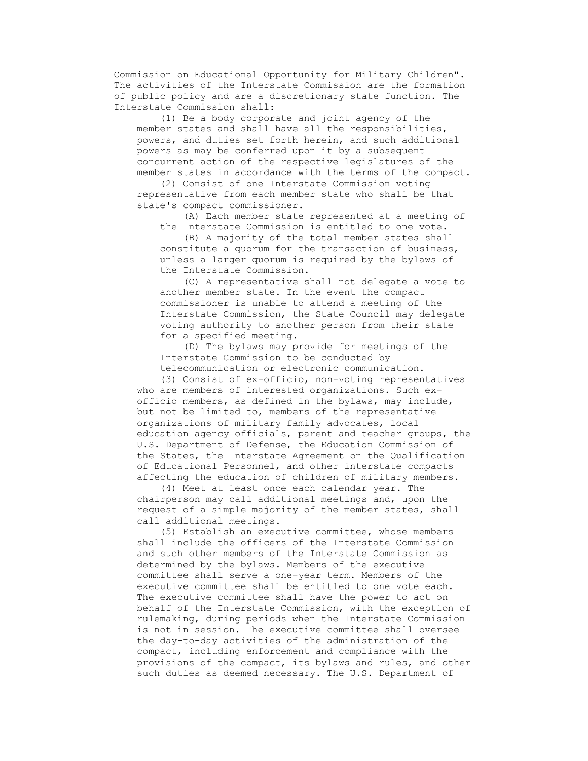Commission on Educational Opportunity for Military Children". The activities of the Interstate Commission are the formation of public policy and are a discretionary state function. The Interstate Commission shall:

(1) Be a body corporate and joint agency of the member states and shall have all the responsibilities, powers, and duties set forth herein, and such additional powers as may be conferred upon it by a subsequent concurrent action of the respective legislatures of the member states in accordance with the terms of the compact.

(2) Consist of one Interstate Commission voting representative from each member state who shall be that state's compact commissioner.

(A) Each member state represented at a meeting of the Interstate Commission is entitled to one vote.

(B) A majority of the total member states shall constitute a quorum for the transaction of business, unless a larger quorum is required by the bylaws of the Interstate Commission.

(C) A representative shall not delegate a vote to another member state. In the event the compact commissioner is unable to attend a meeting of the Interstate Commission, the State Council may delegate voting authority to another person from their state for a specified meeting.

(D) The bylaws may provide for meetings of the Interstate Commission to be conducted by telecommunication or electronic communication.

(3) Consist of ex-officio, non-voting representatives who are members of interested organizations. Such ex-officio members, as defined in the bylaws, may include, but not be limited to, members of the representative organizations of military family advocates, local education agency officials, parent and teacher groups, the U.S. Department of Defense, the Education Commission of the States, the Interstate Agreement on the Qualification of Educational Personnel, and other interstate compacts affecting the education of children of military members.

(4) Meet at least once each calendar year. The chairperson may call additional meetings and, upon the request of a simple majority of the member states, shall call additional meetings.

(5) Establish an executive committee, whose members shall include the officers of the Interstate Commission and such other members of the Interstate Commission as determined by the bylaws. Members of the executive committee shall serve a one-year term. Members of the executive committee shall be entitled to one vote each. The executive committee shall have the power to act on behalf of the Interstate Commission, with the exception of rulemaking, during periods when the Interstate Commission is not in session. The executive committee shall oversee the day-to-day activities of the administration of the compact, including enforcement and compliance with the provisions of the compact, its bylaws and rules, and other such duties as deemed necessary. The U.S. Department of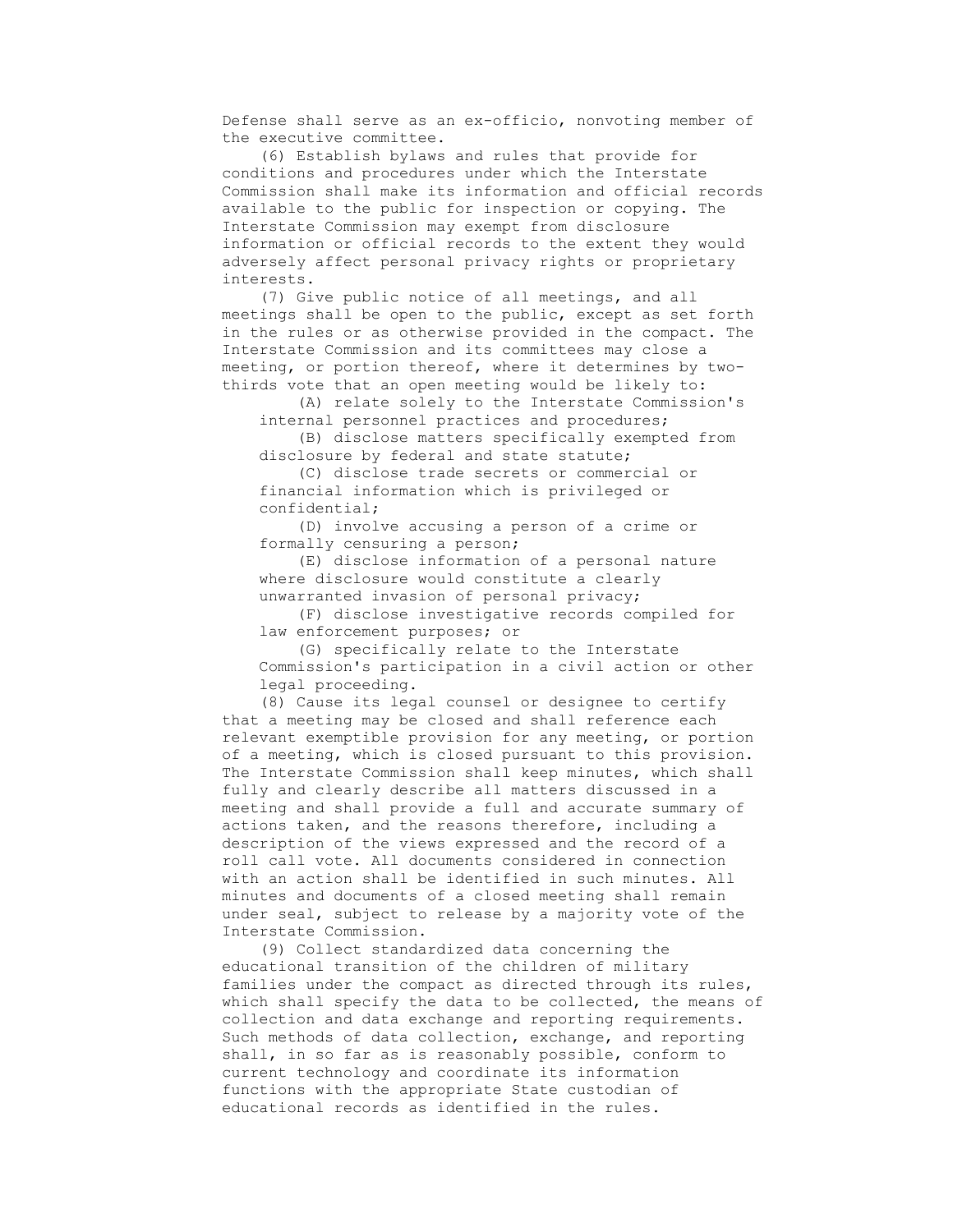Defense shall serve as an ex-officio, nonvoting member of the executive committee.

(6) Establish bylaws and rules that provide for conditions and procedures under which the Interstate Commission shall make its information and official records available to the public for inspection or copying. The Interstate Commission may exempt from disclosure information or official records to the extent they would adversely affect personal privacy rights or proprietary interests.

(7) Give public notice of all meetings, and all meetings shall be open to the public, except as set forth in the rules or as otherwise provided in the compact. The Interstate Commission and its committees may close a meeting, or portion thereof, where it determines by two-thirds vote that an open meeting would be likely to:

(A) relate solely to the Interstate Commission's internal personnel practices and procedures;

(B) disclose matters specifically exempted from disclosure by federal and state statute;

(C) disclose trade secrets or commercial or financial information which is privileged or confidential;

(D) involve accusing a person of a crime or formally censuring a person;

(E) disclose information of a personal nature where disclosure would constitute a clearly unwarranted invasion of personal privacy;

(F) disclose investigative records compiled for law enforcement purposes; or

(G) specifically relate to the Interstate Commission's participation in a civil action or other legal proceeding.

(8) Cause its legal counsel or designee to certify that a meeting may be closed and shall reference each relevant exemptible provision for any meeting, or portion of a meeting, which is closed pursuant to this provision. The Interstate Commission shall keep minutes, which shall fully and clearly describe all matters discussed in a meeting and shall provide a full and accurate summary of actions taken, and the reasons therefore, including a description of the views expressed and the record of a roll call vote. All documents considered in connection with an action shall be identified in such minutes. All minutes and documents of a closed meeting shall remain under seal, subject to release by a majority vote of the Interstate Commission.

(9) Collect standardized data concerning the educational transition of the children of military families under the compact as directed through its rules, which shall specify the data to be collected, the means of collection and data exchange and reporting requirements. Such methods of data collection, exchange, and reporting shall, in so far as is reasonably possible, conform to current technology and coordinate its information functions with the appropriate State custodian of educational records as identified in the rules.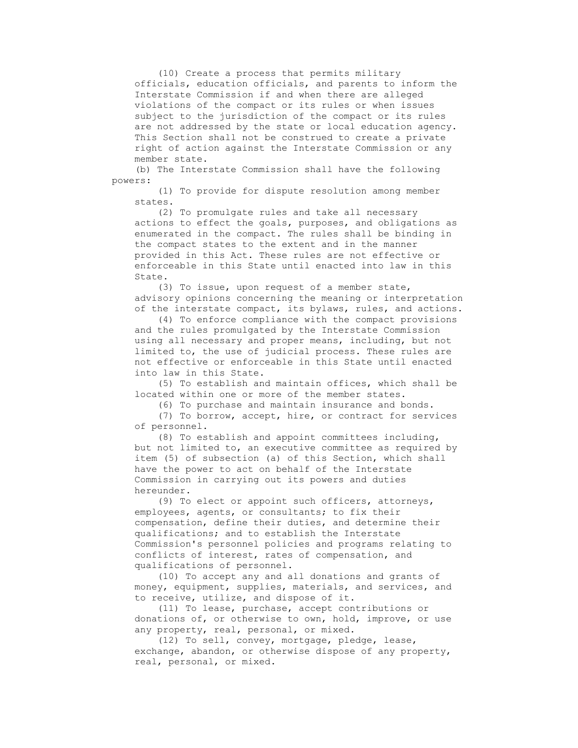(10) Create a process that permits military officials, education officials, and parents to inform the Interstate Commission if and when there are alleged violations of the compact or its rules or when issues subject to the jurisdiction of the compact or its rules are not addressed by the state or local education agency. This Section shall not be construed to create a private right of action against the Interstate Commission or any member state.

(b) The Interstate Commission shall have the following powers:

(1) To provide for dispute resolution among member states.

(2) To promulgate rules and take all necessary actions to effect the goals, purposes, and obligations as enumerated in the compact. The rules shall be binding in the compact states to the extent and in the manner provided in this Act. These rules are not effective or enforceable in this State until enacted into law in this State.

(3) To issue, upon request of a member state, advisory opinions concerning the meaning or interpretation of the interstate compact, its bylaws, rules, and actions.

(4) To enforce compliance with the compact provisions and the rules promulgated by the Interstate Commission using all necessary and proper means, including, but not limited to, the use of judicial process. These rules are not effective or enforceable in this State until enacted into law in this State.

(5) To establish and maintain offices, which shall be located within one or more of the member states.

(6) To purchase and maintain insurance and bonds.

(7) To borrow, accept, hire, or contract for services of personnel.

(8) To establish and appoint committees including, but not limited to, an executive committee as required by item (5) of subsection (a) of this Section, which shall have the power to act on behalf of the Interstate Commission in carrying out its powers and duties hereunder.

(9) To elect or appoint such officers, attorneys, employees, agents, or consultants; to fix their compensation, define their duties, and determine their qualifications; and to establish the Interstate Commission's personnel policies and programs relating to conflicts of interest, rates of compensation, and qualifications of personnel.

(10) To accept any and all donations and grants of money, equipment, supplies, materials, and services, and to receive, utilize, and dispose of it.

(11) To lease, purchase, accept contributions or donations of, or otherwise to own, hold, improve, or use any property, real, personal, or mixed.

(12) To sell, convey, mortgage, pledge, lease, exchange, abandon, or otherwise dispose of any property, real, personal, or mixed.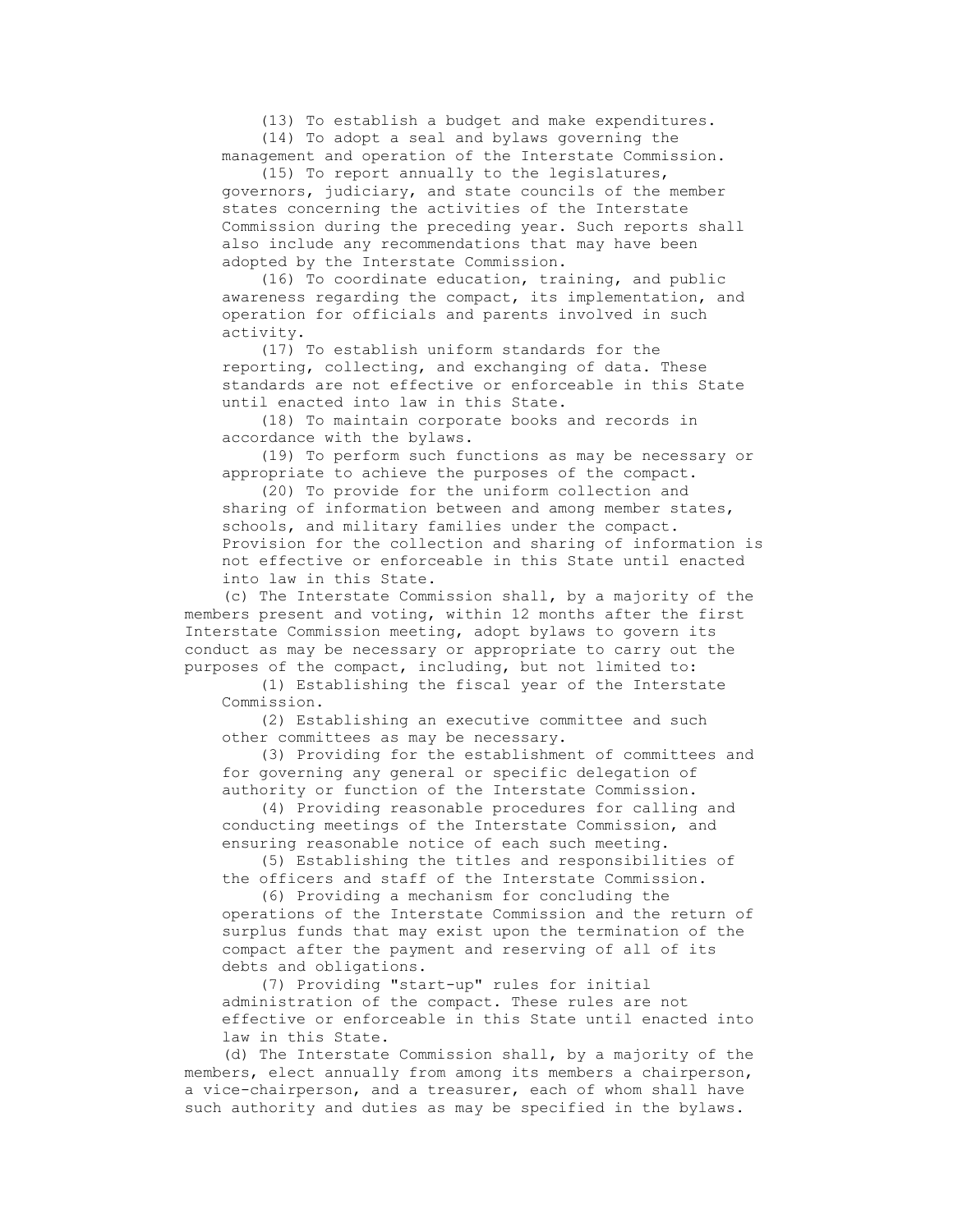(13) To establish a budget and make expenditures.

(14) To adopt a seal and bylaws governing the management and operation of the Interstate Commission.

(15) To report annually to the legislatures, governors, judiciary, and state councils of the member states concerning the activities of the Interstate Commission during the preceding year. Such reports shall also include any recommendations that may have been adopted by the Interstate Commission.

(16) To coordinate education, training, and public awareness regarding the compact, its implementation, and operation for officials and parents involved in such activity.

(17) To establish uniform standards for the reporting, collecting, and exchanging of data. These standards are not effective or enforceable in this State until enacted into law in this State.

(18) To maintain corporate books and records in accordance with the bylaws.

(19) To perform such functions as may be necessary or appropriate to achieve the purposes of the compact.

(20) To provide for the uniform collection and sharing of information between and among member states, schools, and military families under the compact. Provision for the collection and sharing of information is not effective or enforceable in this State until enacted into law in this State.

(c) The Interstate Commission shall, by a majority of the members present and voting, within 12 months after the first Interstate Commission meeting, adopt bylaws to govern its conduct as may be necessary or appropriate to carry out the purposes of the compact, including, but not limited to:

(1) Establishing the fiscal year of the Interstate Commission.

(2) Establishing an executive committee and such other committees as may be necessary.

(3) Providing for the establishment of committees and for governing any general or specific delegation of authority or function of the Interstate Commission.

(4) Providing reasonable procedures for calling and conducting meetings of the Interstate Commission, and ensuring reasonable notice of each such meeting.

(5) Establishing the titles and responsibilities of the officers and staff of the Interstate Commission.

(6) Providing a mechanism for concluding the operations of the Interstate Commission and the return of surplus funds that may exist upon the termination of the compact after the payment and reserving of all of its debts and obligations.

(7) Providing "start-up" rules for initial administration of the compact. These rules are not effective or enforceable in this State until enacted into law in this State.

(d) The Interstate Commission shall, by a majority of the members, elect annually from among its members a chairperson, a vice-chairperson, and a treasurer, each of whom shall have such authority and duties as may be specified in the bylaws.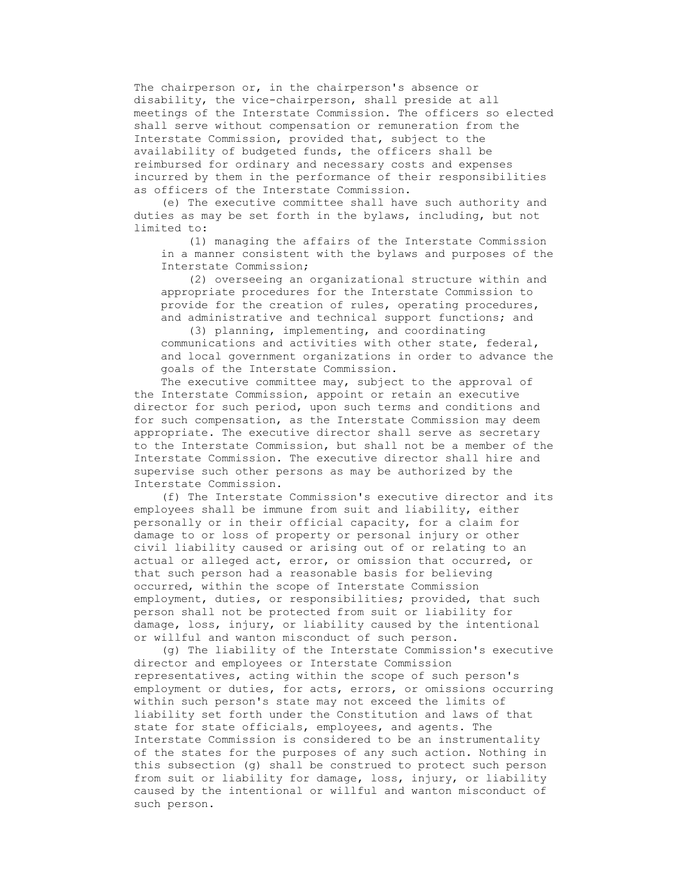The chairperson or, in the chairperson's absence or disability, the vice-chairperson, shall preside at all meetings of the Interstate Commission. The officers so elected shall serve without compensation or remuneration from the Interstate Commission, provided that, subject to the availability of budgeted funds, the officers shall be reimbursed for ordinary and necessary costs and expenses incurred by them in the performance of their responsibilities as officers of the Interstate Commission.

(e) The executive committee shall have such authority and duties as may be set forth in the bylaws, including, but not limited to:

(1) managing the affairs of the Interstate Commission in a manner consistent with the bylaws and purposes of the Interstate Commission;

(2) overseeing an organizational structure within and appropriate procedures for the Interstate Commission to provide for the creation of rules, operating procedures, and administrative and technical support functions; and

(3) planning, implementing, and coordinating communications and activities with other state, federal, and local government organizations in order to advance the goals of the Interstate Commission.

The executive committee may, subject to the approval of the Interstate Commission, appoint or retain an executive director for such period, upon such terms and conditions and for such compensation, as the Interstate Commission may deem appropriate. The executive director shall serve as secretary to the Interstate Commission, but shall not be a member of the Interstate Commission. The executive director shall hire and supervise such other persons as may be authorized by the Interstate Commission.

(f) The Interstate Commission's executive director and its employees shall be immune from suit and liability, either personally or in their official capacity, for a claim for damage to or loss of property or personal injury or other civil liability caused or arising out of or relating to an actual or alleged act, error, or omission that occurred, or that such person had a reasonable basis for believing occurred, within the scope of Interstate Commission employment, duties, or responsibilities; provided, that such person shall not be protected from suit or liability for damage, loss, injury, or liability caused by the intentional or willful and wanton misconduct of such person.

(g) The liability of the Interstate Commission's executive director and employees or Interstate Commission representatives, acting within the scope of such person's employment or duties, for acts, errors, or omissions occurring within such person's state may not exceed the limits of liability set forth under the Constitution and laws of that state for state officials, employees, and agents. The Interstate Commission is considered to be an instrumentality of the states for the purposes of any such action. Nothing in this subsection (g) shall be construed to protect such person from suit or liability for damage, loss, injury, or liability caused by the intentional or willful and wanton misconduct of such person.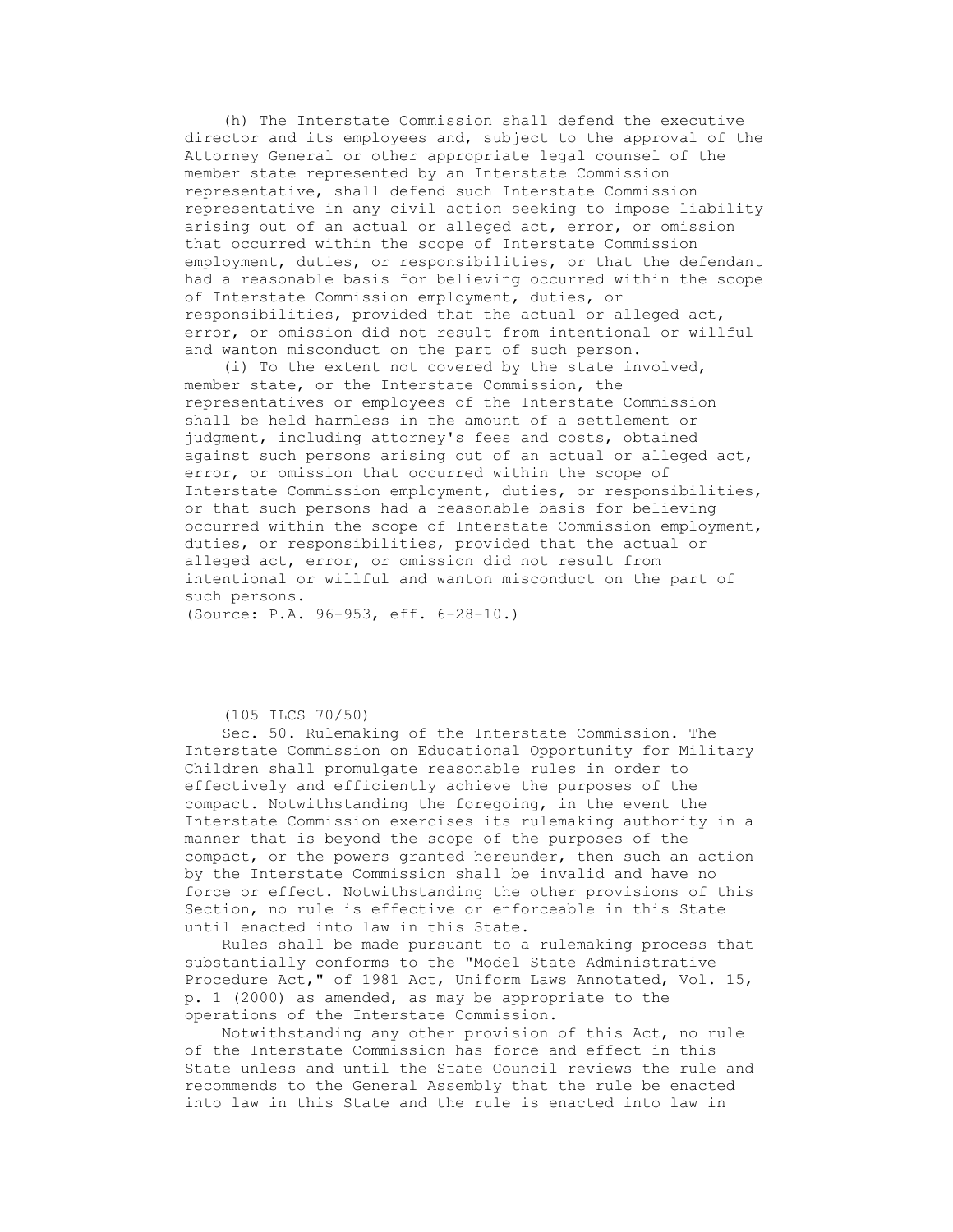(h) The Interstate Commission shall defend the executive director and its employees and, subject to the approval of the Attorney General or other appropriate legal counsel of the member state represented by an Interstate Commission representative, shall defend such Interstate Commission representative in any civil action seeking to impose liability arising out of an actual or alleged act, error, or omission that occurred within the scope of Interstate Commission employment, duties, or responsibilities, or that the defendant had a reasonable basis for believing occurred within the scope of Interstate Commission employment, duties, or responsibilities, provided that the actual or alleged act, error, or omission did not result from intentional or willful and wanton misconduct on the part of such person.

(i) To the extent not covered by the state involved, member state, or the Interstate Commission, the representatives or employees of the Interstate Commission shall be held harmless in the amount of a settlement or judgment, including attorney's fees and costs, obtained against such persons arising out of an actual or alleged act, error, or omission that occurred within the scope of Interstate Commission employment, duties, or responsibilities, or that such persons had a reasonable basis for believing occurred within the scope of Interstate Commission employment, duties, or responsibilities, provided that the actual or alleged act, error, or omission did not result from intentional or willful and wanton misconduct on the part of such persons.

(Source: P.A. 96-953, eff. 6-28-10.)

(105 ILCS 70/50)

Sec. 50. Rulemaking of the Interstate Commission. The Interstate Commission on Educational Opportunity for Military Children shall promulgate reasonable rules in order to effectively and efficiently achieve the purposes of the compact. Notwithstanding the foregoing, in the event the Interstate Commission exercises its rulemaking authority in a manner that is beyond the scope of the purposes of the compact, or the powers granted hereunder, then such an action by the Interstate Commission shall be invalid and have no force or effect. Notwithstanding the other provisions of this Section, no rule is effective or enforceable in this State until enacted into law in this State.

Rules shall be made pursuant to a rulemaking process that substantially conforms to the "Model State Administrative Procedure Act," of 1981 Act, Uniform Laws Annotated, Vol. 15, p. 1 (2000) as amended, as may be appropriate to the operations of the Interstate Commission.

Notwithstanding any other provision of this Act, no rule of the Interstate Commission has force and effect in this State unless and until the State Council reviews the rule and recommends to the General Assembly that the rule be enacted into law in this State and the rule is enacted into law in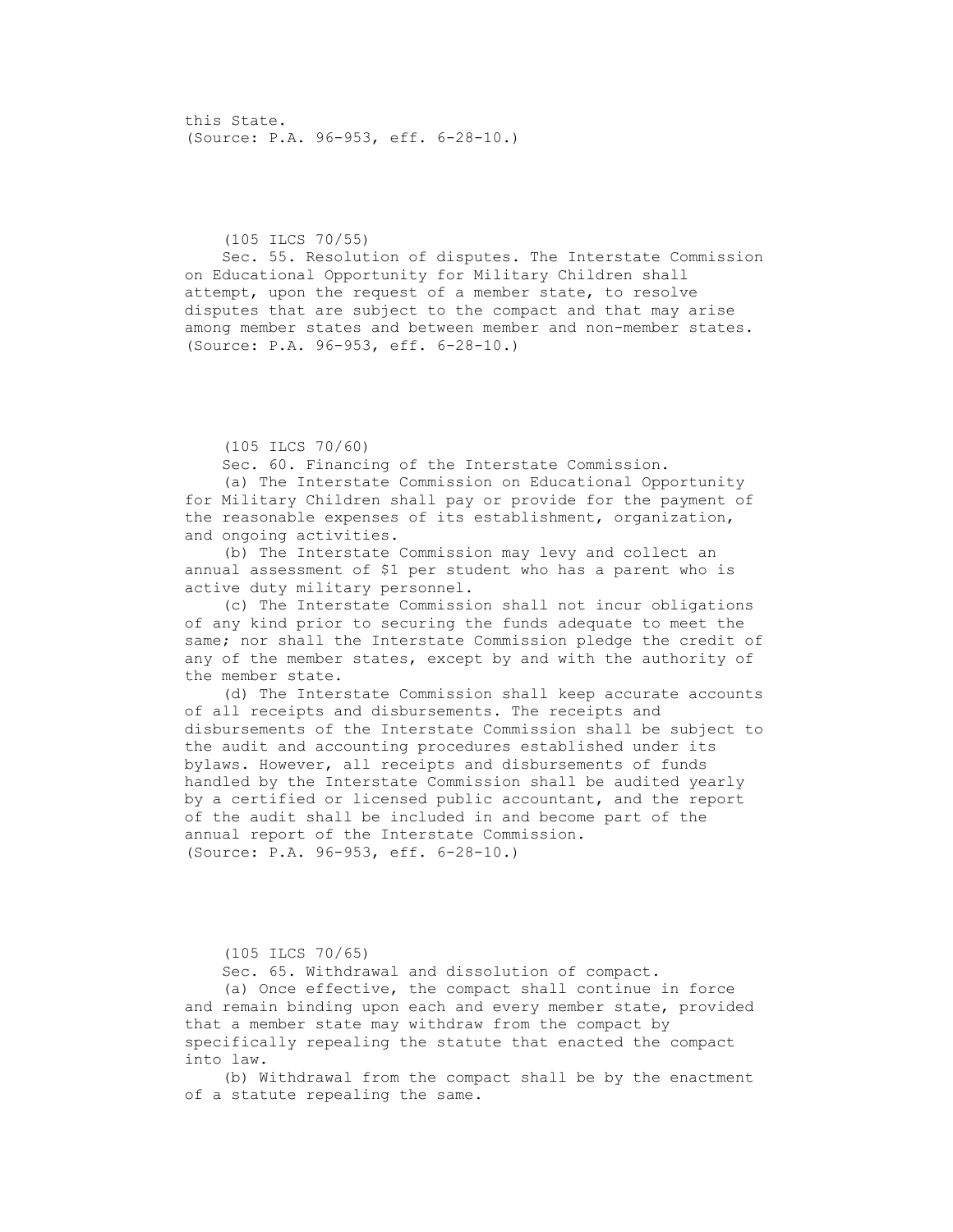this State.
(Source: P.A. 96-953, eff. 6-28-10.)

(105 ILCS 70/55)

Sec. 55. Resolution of disputes. The Interstate Commission on Educational Opportunity for Military Children shall attempt, upon the request of a member state, to resolve disputes that are subject to the compact and that may arise among member states and between member and non-member states.
(Source: P.A. 96-953, eff. 6-28-10.)

(105 ILCS 70/60)

Sec. 60. Financing of the Interstate Commission.

(a) The Interstate Commission on Educational Opportunity for Military Children shall pay or provide for the payment of the reasonable expenses of its establishment, organization, and ongoing activities.

(b) The Interstate Commission may levy and collect an annual assessment of $1 per student who has a parent who is active duty military personnel.

(c) The Interstate Commission shall not incur obligations of any kind prior to securing the funds adequate to meet the same; nor shall the Interstate Commission pledge the credit of any of the member states, except by and with the authority of the member state.

(d) The Interstate Commission shall keep accurate accounts of all receipts and disbursements. The receipts and disbursements of the Interstate Commission shall be subject to the audit and accounting procedures established under its bylaws. However, all receipts and disbursements of funds handled by the Interstate Commission shall be audited yearly by a certified or licensed public accountant, and the report of the audit shall be included in and become part of the annual report of the Interstate Commission.
(Source: P.A. 96-953, eff. 6-28-10.)

(105 ILCS 70/65)

Sec. 65. Withdrawal and dissolution of compact.

(a) Once effective, the compact shall continue in force and remain binding upon each and every member state, provided that a member state may withdraw from the compact by specifically repealing the statute that enacted the compact into law.

(b) Withdrawal from the compact shall be by the enactment of a statute repealing the same.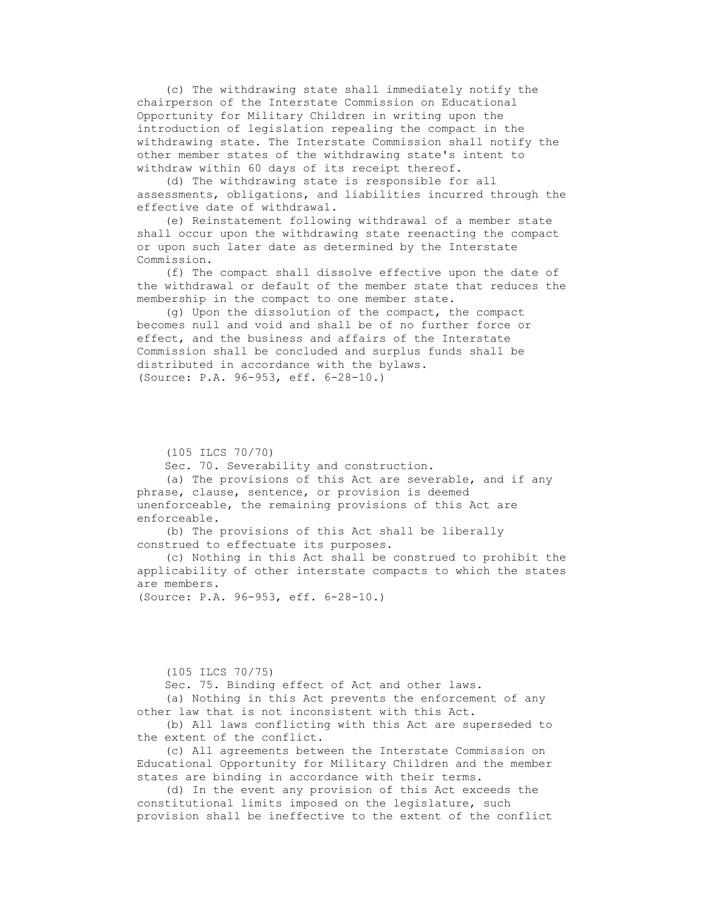(c) The withdrawing state shall immediately notify the chairperson of the Interstate Commission on Educational Opportunity for Military Children in writing upon the introduction of legislation repealing the compact in the withdrawing state. The Interstate Commission shall notify the other member states of the withdrawing state's intent to withdraw within 60 days of its receipt thereof.

(d) The withdrawing state is responsible for all assessments, obligations, and liabilities incurred through the effective date of withdrawal.

(e) Reinstatement following withdrawal of a member state shall occur upon the withdrawing state reenacting the compact or upon such later date as determined by the Interstate Commission.

(f) The compact shall dissolve effective upon the date of the withdrawal or default of the member state that reduces the membership in the compact to one member state.

(g) Upon the dissolution of the compact, the compact becomes null and void and shall be of no further force or effect, and the business and affairs of the Interstate Commission shall be concluded and surplus funds shall be distributed in accordance with the bylaws.

(Source: P.A. 96-953, eff. 6-28-10.)

(105 ILCS 70/70)

Sec. 70. Severability and construction.

(a) The provisions of this Act are severable, and if any phrase, clause, sentence, or provision is deemed unenforceable, the remaining provisions of this Act are enforceable.

(b) The provisions of this Act shall be liberally construed to effectuate its purposes.

(c) Nothing in this Act shall be construed to prohibit the applicability of other interstate compacts to which the states are members.

(Source: P.A. 96-953, eff. 6-28-10.)

(105 ILCS 70/75)

Sec. 75. Binding effect of Act and other laws.

(a) Nothing in this Act prevents the enforcement of any other law that is not inconsistent with this Act.

(b) All laws conflicting with this Act are superseded to the extent of the conflict.

(c) All agreements between the Interstate Commission on Educational Opportunity for Military Children and the member states are binding in accordance with their terms.

(d) In the event any provision of this Act exceeds the constitutional limits imposed on the legislature, such provision shall be ineffective to the extent of the conflict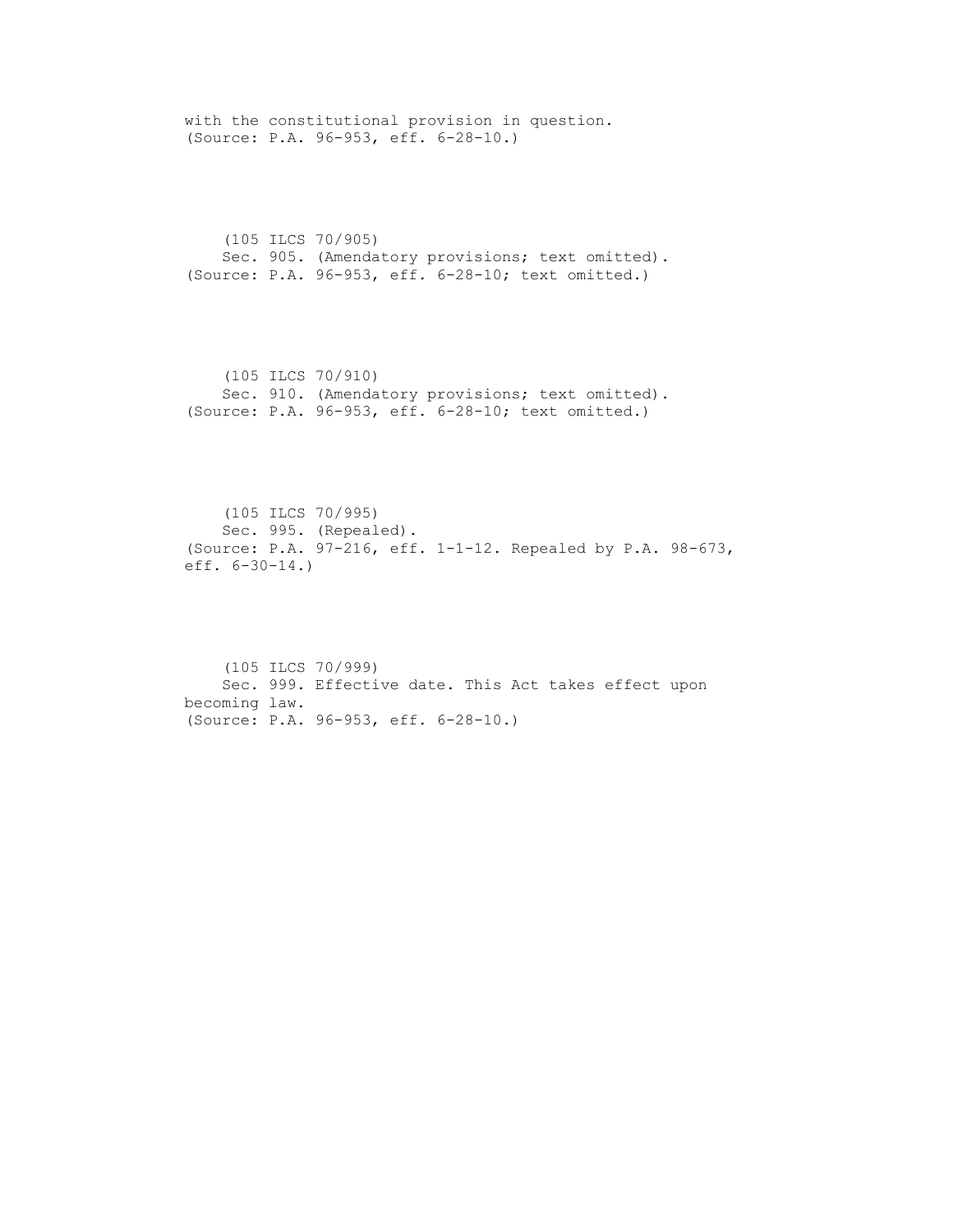with the constitutional provision in question.
(Source: P.A. 96-953, eff. 6-28-10.)

(105 ILCS 70/905)
Sec. 905. (Amendatory provisions; text omitted).
(Source: P.A. 96-953, eff. 6-28-10; text omitted.)

(105 ILCS 70/910)
Sec. 910. (Amendatory provisions; text omitted).
(Source: P.A. 96-953, eff. 6-28-10; text omitted.)

(105 ILCS 70/995)
Sec. 995. (Repealed).
(Source: P.A. 97-216, eff. 1-1-12. Repealed by P.A. 98-673, eff. 6-30-14.)

(105 ILCS 70/999)
Sec. 999. Effective date. This Act takes effect upon becoming law.
(Source: P.A. 96-953, eff. 6-28-10.)